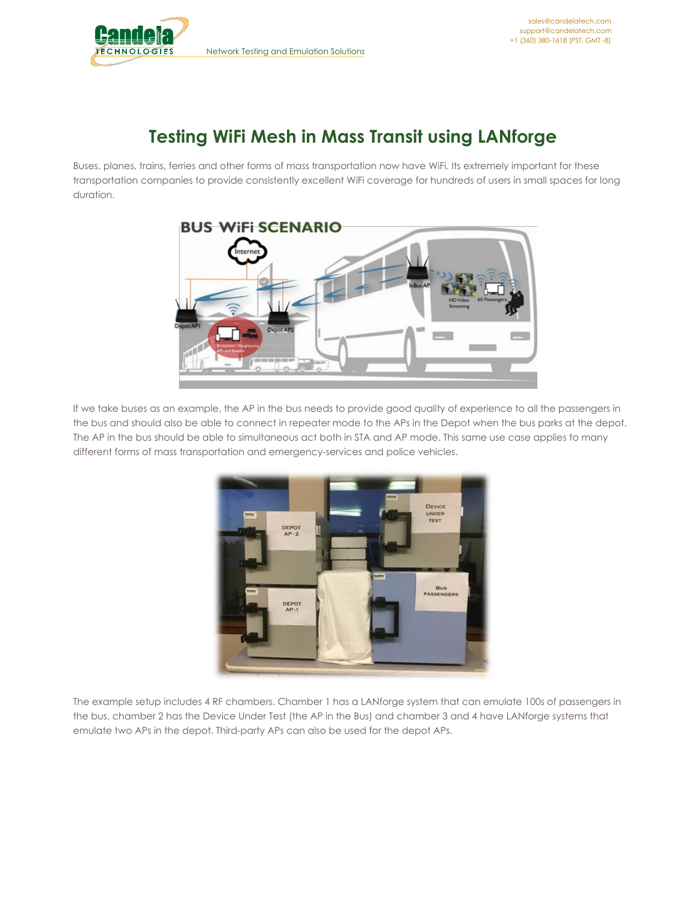# Testing WiFi Mesh in Mass Transit using LANforge

Buses, planes, trains, ferries and other forms of mass transportation now have WiFi. Its extremely important for these transportation companies to provide consistently excellent WiFi coverage for hundreds of users in small spaces for long duration.

If we take buses as an example, the AP in the bus needs to provide good quality of experience to all the passengers in the bus and should also be able to connect in repeater mode to the APs in the Depot when the bus parks at the depot. The AP in the bus should be able to simultaneous act both in STA and AP mode. This same use case applies to many different forms of mass transportation and emergency-services and police vehicles.

The example setup includes 4 RF chambers. Chamber 1 has a LANforge system that can emulate 100s of passengers in the bus, chamber 2 has the Device Under Test (the AP in the Bus) and chamber 3 and 4 have LANforge systems that emulate two APs in the depot. Third-party APs can also be used for the depot APs.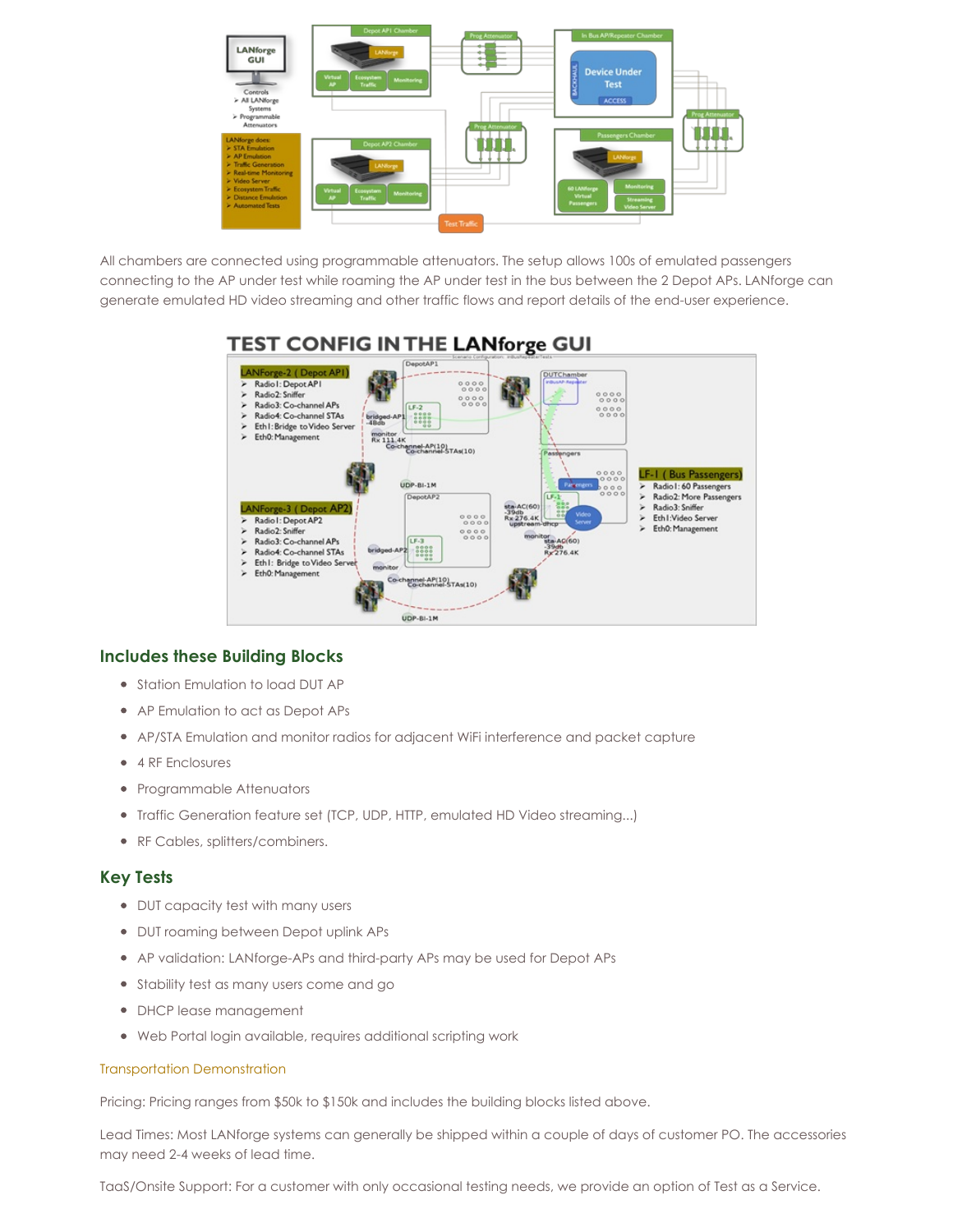All chambers are connected using programmable attenuators. The setup allows 100s of emulated passengers connecting to the AP under test while roaming the AP under test in the bus between the 2 Depot APs. LANforge can generate emulated HD video streaming and other traffic flows and report details of the end-user experience.

## TEST CONFIG IN THE LANforge GUI

### Includes these Building Blocks

- Station Emulation to load DUT AP
- AP Emulation to act as Depot APs
- AP/STA Emulation and monitor radios for adjacent WiFi interference and packet capture
- 4 RF Enclosures
- Programmable Attenuators
- Traffic Generation feature set (TCP, UDP, HTTP, emulated HD Video streaming...)
- RF Cables, splitters/combiners.

### Key Tests

- DUT capacity test with many users
- DUT roaming between Depot uplink APs
- AP validation: LANforge-APs and third-party APs may be used for Depot APs
- Stability test as many users come and go
- DHCP lease management
- Web Portal login available, requires additional scripting work

Transportation Demonstration

Pricing: Pricing ranges from $50k to $150k and includes the building blocks listed above.

Lead Times: Most LANforge systems can generally be shipped within a couple of days of customer PO. The accessories may need 2-4 weeks of lead time.

TaaS/Onsite Support: For a customer with only occasional testing needs, we provide an option of Test as a Service.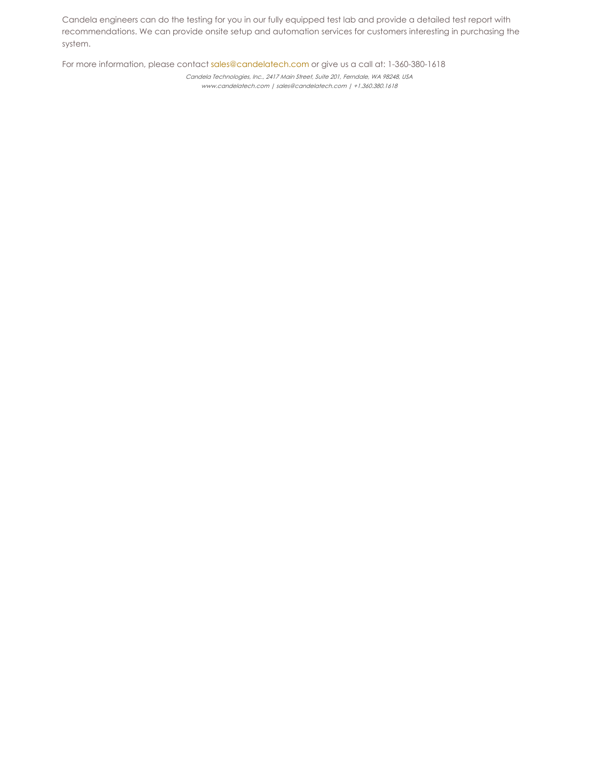Candela engineers can do the testing for you in our fully equipped test lab and provide a detailed test report with recommendations. We can provide onsite setup and automation services for customers interesting in purchasing the system.

For more information, please contact sales@candelatech.com or give us a call at: 1-360-380-1618

*Candela Technologies, Inc., 2417 Main Street, Suite 201, Ferndale, WA 98248, USA*
*www.candelatech.com | sales@candelatech.com | +1.360.380.1618*